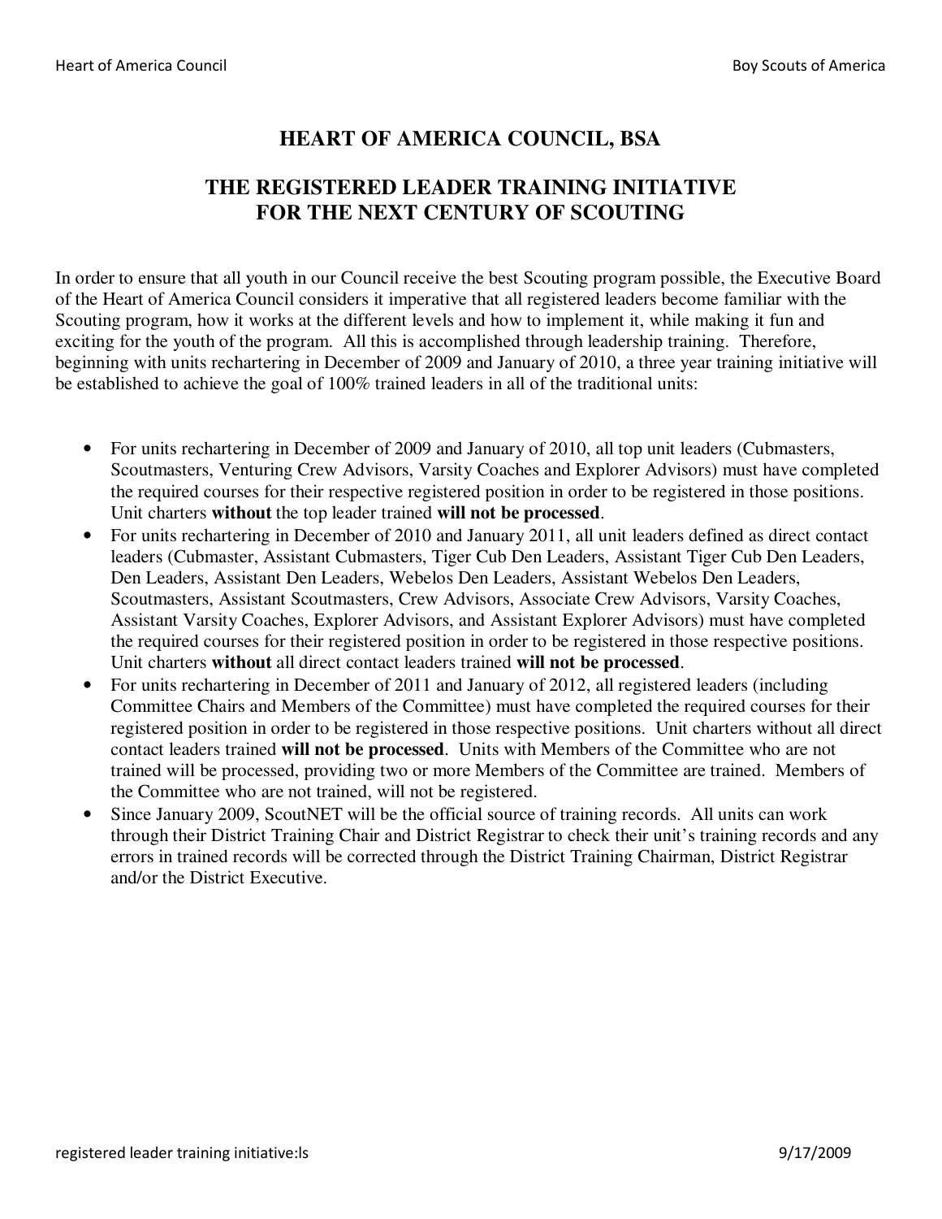# HEART OF AMERICA COUNCIL, BSA

## THE REGISTERED LEADER TRAINING INITIATIVE FOR THE NEXT CENTURY OF SCOUTING

In order to ensure that all youth in our Council receive the best Scouting program possible, the Executive Board of the Heart of America Council considers it imperative that all registered leaders become familiar with the Scouting program, how it works at the different levels and how to implement it, while making it fun and exciting for the youth of the program. All this is accomplished through leadership training. Therefore, beginning with units rechartering in December of 2009 and January of 2010, a three year training initiative will be established to achieve the goal of 100% trained leaders in all of the traditional units:

- For units rechartering in December of 2009 and January of 2010, all top unit leaders (Cubmasters, Scoutmasters, Venturing Crew Advisors, Varsity Coaches and Explorer Advisors) must have completed the required courses for their respective registered position in order to be registered in those positions. Unit charters **without** the top leader trained **will not be processed**.
- For units rechartering in December of 2010 and January 2011, all unit leaders defined as direct contact leaders (Cubmaster, Assistant Cubmasters, Tiger Cub Den Leaders, Assistant Tiger Cub Den Leaders, Den Leaders, Assistant Den Leaders, Webelos Den Leaders, Assistant Webelos Den Leaders, Scoutmasters, Assistant Scoutmasters, Crew Advisors, Associate Crew Advisors, Varsity Coaches, Assistant Varsity Coaches, Explorer Advisors, and Assistant Explorer Advisors) must have completed the required courses for their registered position in order to be registered in those respective positions. Unit charters **without** all direct contact leaders trained **will not be processed**.
- For units rechartering in December of 2011 and January of 2012, all registered leaders (including Committee Chairs and Members of the Committee) must have completed the required courses for their registered position in order to be registered in those respective positions. Unit charters without all direct contact leaders trained **will not be processed**. Units with Members of the Committee who are not trained will be processed, providing two or more Members of the Committee are trained. Members of the Committee who are not trained, will not be registered.
- Since January 2009, ScoutNET will be the official source of training records. All units can work through their District Training Chair and District Registrar to check their unit's training records and any errors in trained records will be corrected through the District Training Chairman, District Registrar and/or the District Executive.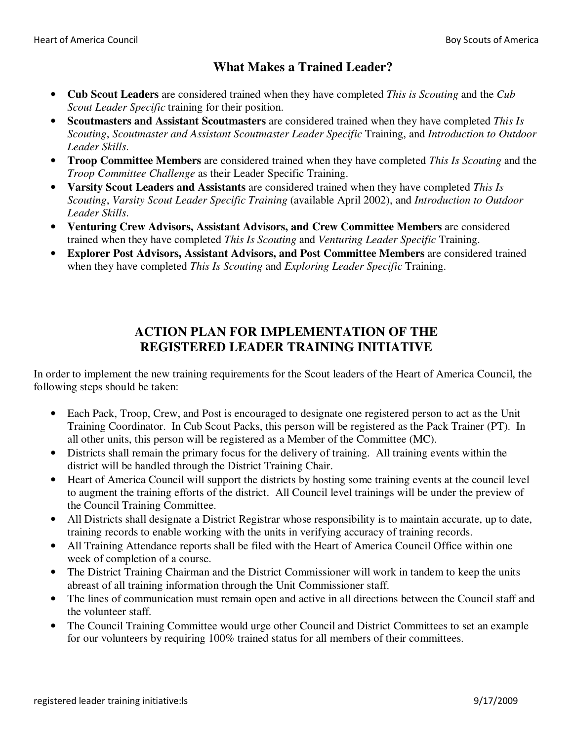## What Makes a Trained Leader?

- **Cub Scout Leaders** are considered trained when they have completed *This is Scouting* and the *Cub Scout Leader Specific* training for their position.
- **Scoutmasters and Assistant Scoutmasters** are considered trained when they have completed *This Is Scouting*, *Scoutmaster and Assistant Scoutmaster Leader Specific* Training, and *Introduction to Outdoor Leader Skills.*
- **Troop Committee Members** are considered trained when they have completed *This Is Scouting* and the *Troop Committee Challenge* as their Leader Specific Training.
- **Varsity Scout Leaders and Assistants** are considered trained when they have completed *This Is Scouting*, *Varsity Scout Leader Specific Training* (available April 2002), and *Introduction to Outdoor Leader Skills.*
- **Venturing Crew Advisors, Assistant Advisors, and Crew Committee Members** are considered trained when they have completed *This Is Scouting* and *Venturing Leader Specific* Training.
- **Explorer Post Advisors, Assistant Advisors, and Post Committee Members** are considered trained when they have completed *This Is Scouting* and *Exploring Leader Specific* Training.

## ACTION PLAN FOR IMPLEMENTATION OF THE REGISTERED LEADER TRAINING INITIATIVE

In order to implement the new training requirements for the Scout leaders of the Heart of America Council, the following steps should be taken:

- Each Pack, Troop, Crew, and Post is encouraged to designate one registered person to act as the Unit Training Coordinator. In Cub Scout Packs, this person will be registered as the Pack Trainer (PT). In all other units, this person will be registered as a Member of the Committee (MC).
- Districts shall remain the primary focus for the delivery of training. All training events within the district will be handled through the District Training Chair.
- Heart of America Council will support the districts by hosting some training events at the council level to augment the training efforts of the district. All Council level trainings will be under the preview of the Council Training Committee.
- All Districts shall designate a District Registrar whose responsibility is to maintain accurate, up to date, training records to enable working with the units in verifying accuracy of training records.
- All Training Attendance reports shall be filed with the Heart of America Council Office within one week of completion of a course.
- The District Training Chairman and the District Commissioner will work in tandem to keep the units abreast of all training information through the Unit Commissioner staff.
- The lines of communication must remain open and active in all directions between the Council staff and the volunteer staff.
- The Council Training Committee would urge other Council and District Committees to set an example for our volunteers by requiring 100% trained status for all members of their committees.